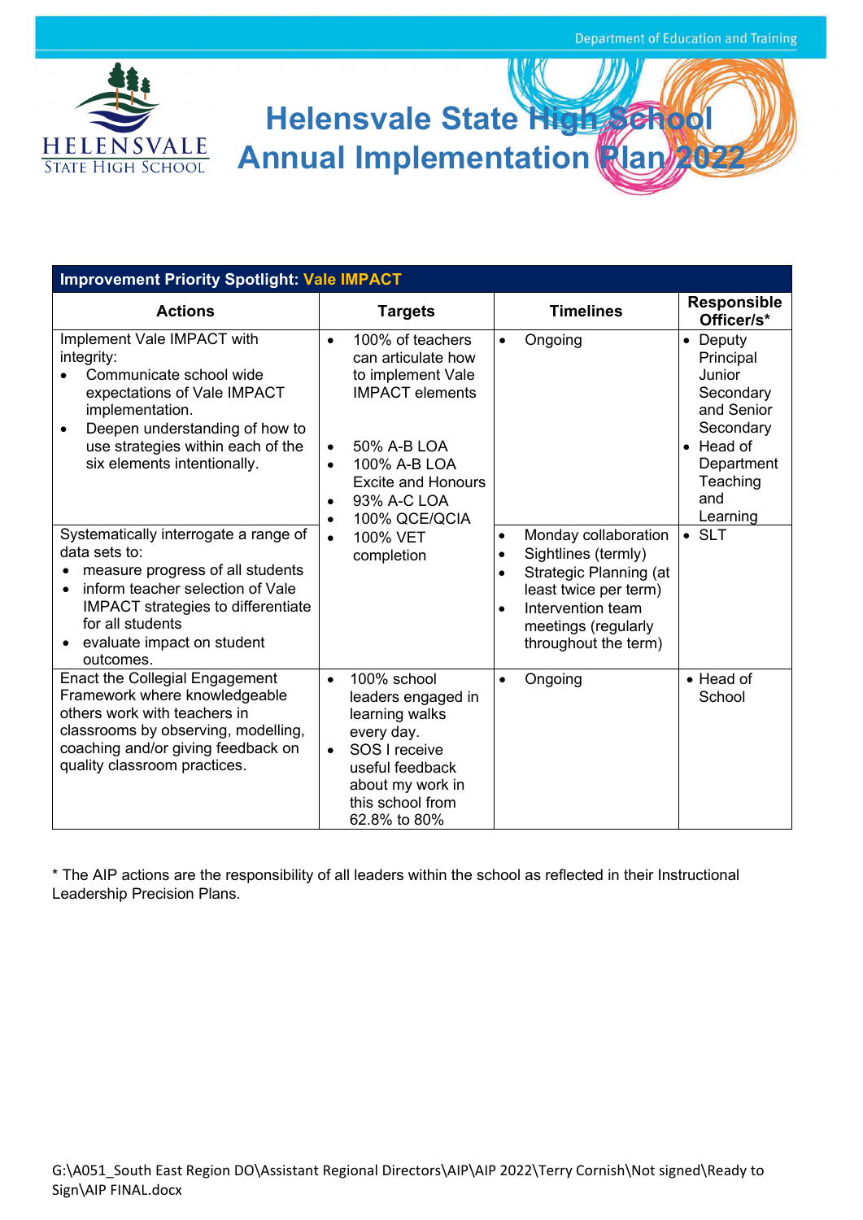# Helensvale State High School Annual Implementation Plan 2022

| Improvement Priority Spotlight: Vale IMPACT | | | |
|---|---|---|---|
| **Actions** | **Targets** | **Timelines** | **Responsible Officer/s*** |
| Implement Vale IMPACT with integrity:<br>• Communicate school wide expectations of Vale IMPACT implementation.<br>• Deepen understanding of how to use strategies within each of the six elements intentionally. | • 100% of teachers can articulate how to implement Vale IMPACT elements<br><br>• 50% A-B LOA<br>• 100% A-B LOA Excite and Honours<br>• 93% A-C LOA<br>• 100% QCE/QCIA<br>• 100% VET completion | • Ongoing | • Deputy Principal Junior Secondary and Senior Secondary<br>• Head of Department Teaching and Learning |
| Systematically interrogate a range of data sets to:<br>• measure progress of all students<br>• inform teacher selection of Vale IMPACT strategies to differentiate for all students<br>• evaluate impact on student outcomes. | | • Monday collaboration<br>• Sightlines (termly)<br>• Strategic Planning (at least twice per term)<br>• Intervention team meetings (regularly throughout the term) | • SLT |
| Enact the Collegial Engagement Framework where knowledgeable others work with teachers in classrooms by observing, modelling, coaching and/or giving feedback on quality classroom practices. | • 100% school leaders engaged in learning walks every day.<br>• SOS I receive useful feedback about my work in this school from 62.8% to 80% | • Ongoing | • Head of School |

* The AIP actions are the responsibility of all leaders within the school as reflected in their Instructional Leadership Precision Plans.

G:\A051_South East Region DO\Assistant Regional Directors\AIP\AIP 2022\Terry Cornish\Not signed\Ready to Sign\AIP FINAL.docx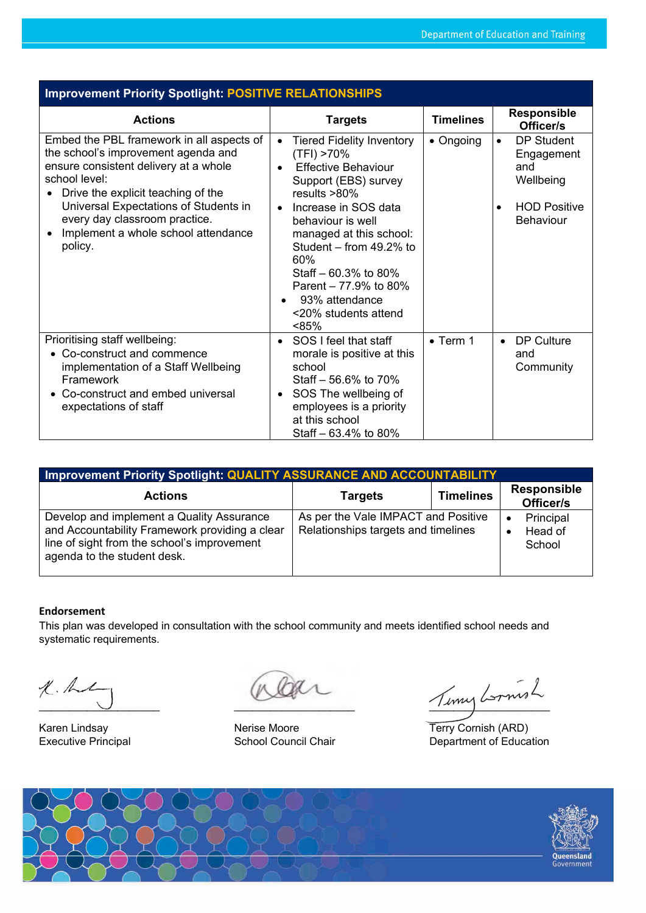| Improvement Priority Spotlight: POSITIVE RELATIONSHIPS | | | |
|---|---|---|---|
| **Actions** | **Targets** | **Timelines** | **Responsible Officer/s** |
| Embed the PBL framework in all aspects of the school's improvement agenda and ensure consistent delivery at a whole school level:<br>• Drive the explicit teaching of the Universal Expectations of Students in every day classroom practice.<br>• Implement a whole school attendance policy. | • Tiered Fidelity Inventory (TFI) >70%<br>• Effective Behaviour Support (EBS) survey results >80%<br>• Increase in SOS data behaviour is well managed at this school: Student – from 49.2% to 60% Staff – 60.3% to 80% Parent – 77.9% to 80%<br>• 93% attendance <20% students attend <85% | • Ongoing | • DP Student Engagement and Wellbeing<br>• HOD Positive Behaviour |
| Prioritising staff wellbeing:<br>• Co-construct and commence implementation of a Staff Wellbeing Framework<br>• Co-construct and embed universal expectations of staff | • SOS I feel that staff morale is positive at this school Staff – 56.6% to 70%<br>• SOS The wellbeing of employees is a priority at this school Staff – 63.4% to 80% | • Term 1 | • DP Culture and Community |

| Improvement Priority Spotlight: QUALITY ASSURANCE AND ACCOUNTABILITY | | | |
|---|---|---|---|
| **Actions** | **Targets** | **Timelines** | **Responsible Officer/s** |
| Develop and implement a Quality Assurance and Accountability Framework providing a clear line of sight from the school's improvement agenda to the student desk. | As per the Vale IMPACT and Positive Relationships targets and timelines | | • Principal<br>• Head of School |

**Endorsement**

This plan was developed in consultation with the school community and meets identified school needs and systematic requirements.

Karen Lindsay
Executive Principal

Nerise Moore
School Council Chair

Terry Cornish (ARD)
Department of Education